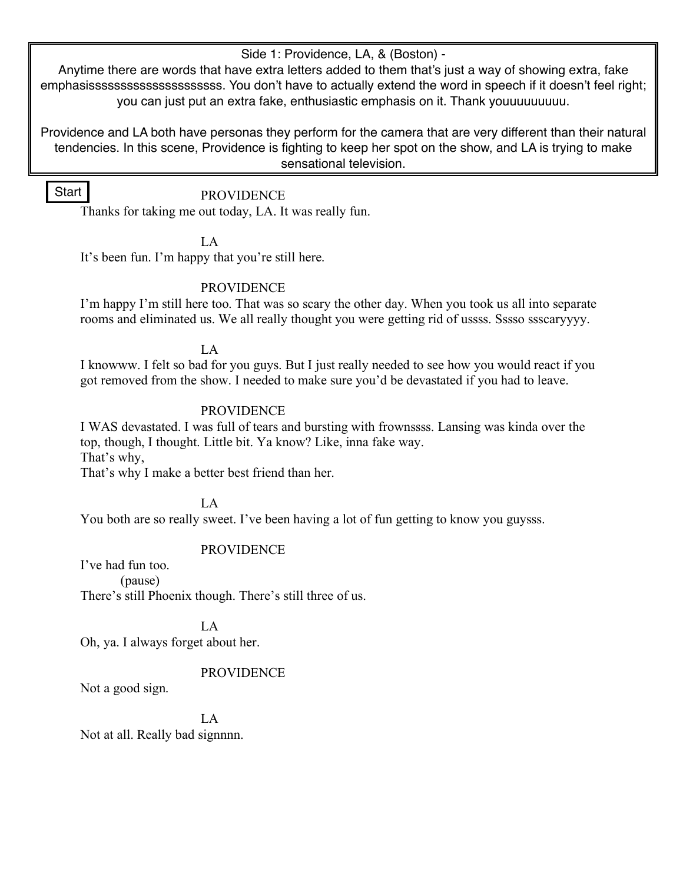Side 1: Providence, LA, & (Boston) -

Anytime there are words that have extra letters added to them that's just a way of showing extra, fake emphasisssssssssssssssssssss. You don't have to actually extend the word in speech if it doesn't feel right; you can just put an extra fake, enthusiastic emphasis on it. Thank youuuuuuuuu.

Providence and LA both have personas they perform for the camera that are very different than their natural tendencies. In this scene, Providence is fighting to keep her spot on the show, and LA is trying to make sensational television.

Start

PROVIDENCE

Thanks for taking me out today, LA. It was really fun.

LA

It's been fun. I'm happy that you're still here.

PROVIDENCE

I'm happy I'm still here too. That was so scary the other day. When you took us all into separate rooms and eliminated us. We all really thought you were getting rid of ussss. Sssso ssscaryyyy.

LA

I knowww. I felt so bad for you guys. But I just really needed to see how you would react if you got removed from the show. I needed to make sure you'd be devastated if you had to leave.

PROVIDENCE

I WAS devastated. I was full of tears and bursting with frownssss. Lansing was kinda over the top, though, I thought. Little bit. Ya know? Like, inna fake way.
That's why,
That's why I make a better best friend than her.

LA

You both are so really sweet. I've been having a lot of fun getting to know you guysss.

PROVIDENCE

I've had fun too.
(pause)
There's still Phoenix though. There's still three of us.

LA

Oh, ya. I always forget about her.

PROVIDENCE

Not a good sign.

LA

Not at all. Really bad signnnn.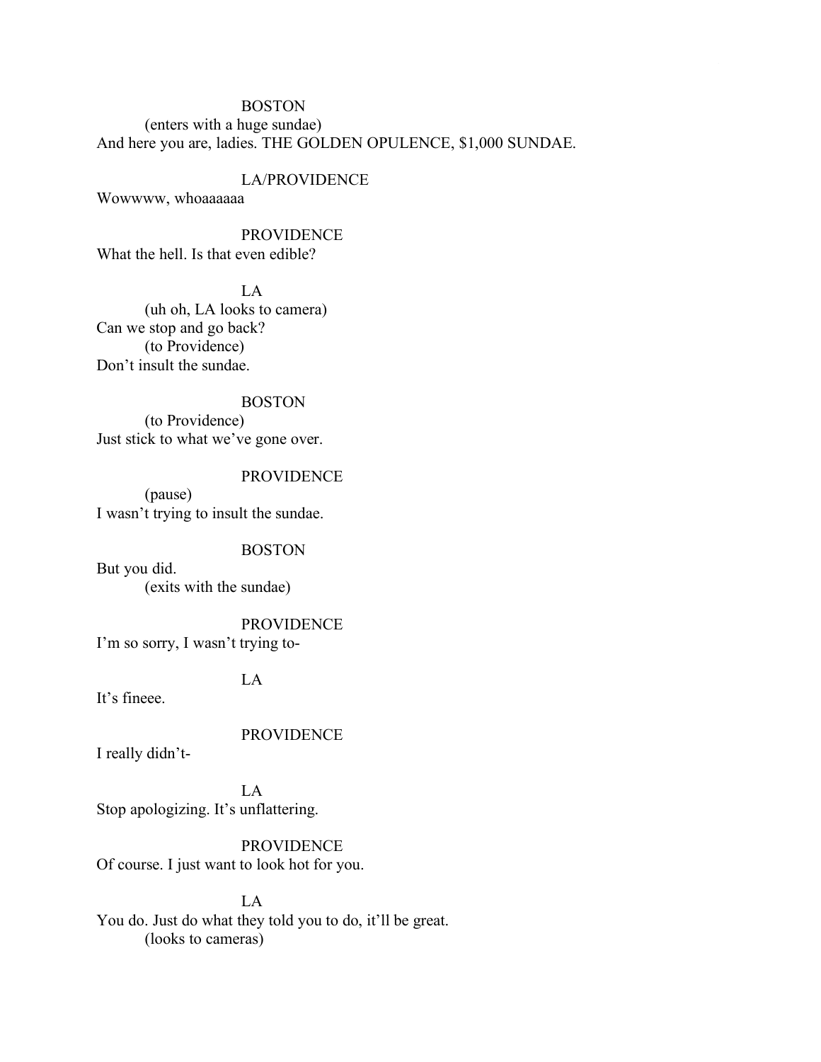BOSTON

(enters with a huge sundae)

And here you are, ladies. THE GOLDEN OPULENCE, $1,000 SUNDAE.

LA/PROVIDENCE

Wowwww, whoaaaaaa

PROVIDENCE

What the hell. Is that even edible?

LA

(uh oh, LA looks to camera)

Can we stop and go back?

(to Providence)

Don't insult the sundae.

BOSTON

(to Providence)

Just stick to what we've gone over.

PROVIDENCE

(pause)

I wasn't trying to insult the sundae.

BOSTON

But you did.

(exits with the sundae)

PROVIDENCE

I'm so sorry, I wasn't trying to-

LA

It's fineee.

PROVIDENCE

I really didn't-

LA

Stop apologizing. It's unflattering.

PROVIDENCE

Of course. I just want to look hot for you.

LA

You do. Just do what they told you to do, it'll be great.

(looks to cameras)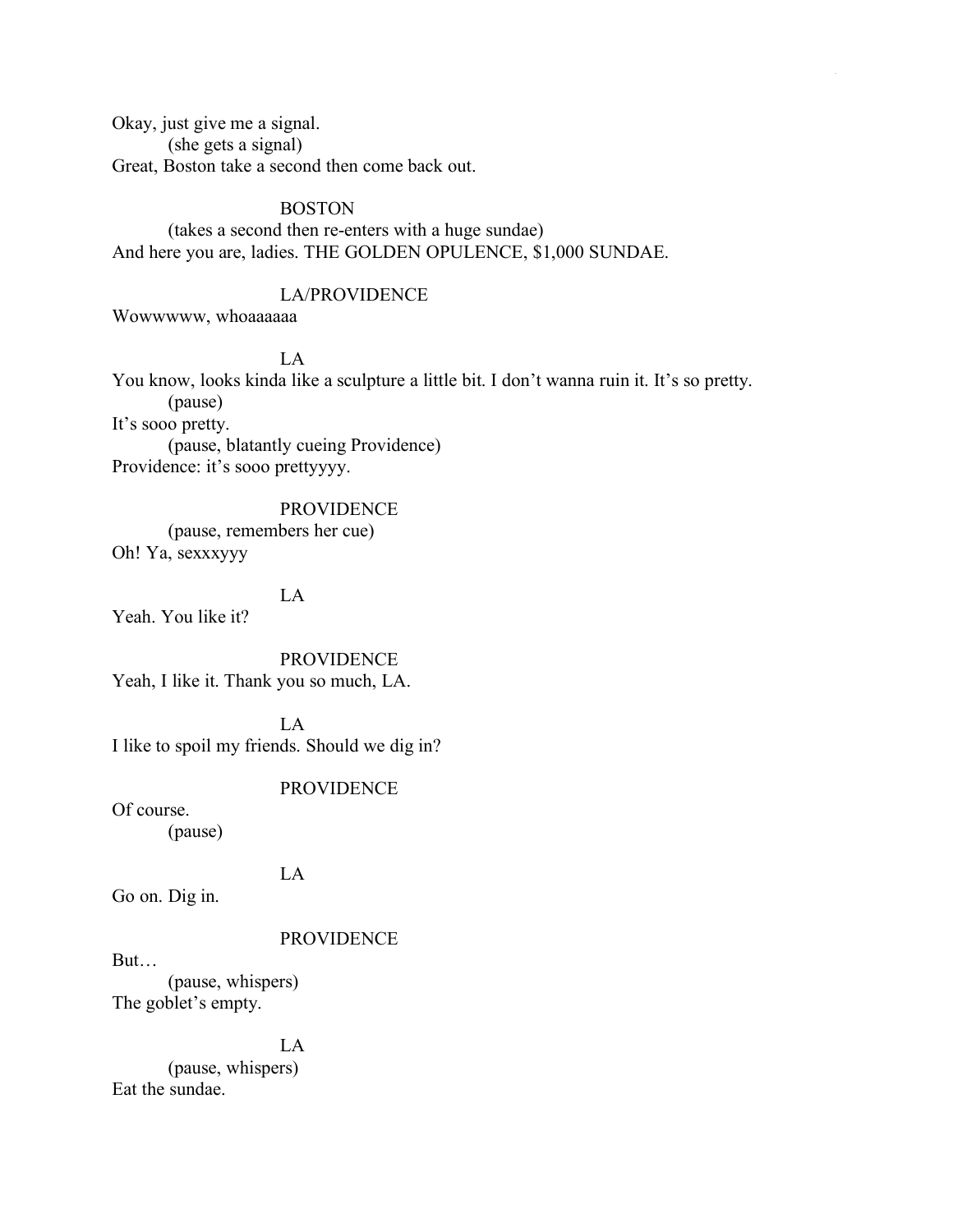Okay, just give me a signal.

(she gets a signal)

Great, Boston take a second then come back out.

BOSTON

(takes a second then re-enters with a huge sundae)

And here you are, ladies. THE GOLDEN OPULENCE, $1,000 SUNDAE.

LA/PROVIDENCE

Wowwwww, whoaaaaaa

LA

You know, looks kinda like a sculpture a little bit. I don't wanna ruin it. It's so pretty.

(pause)

It's sooo pretty.

(pause, blatantly cueing Providence)

Providence: it's sooo prettyyyy.

PROVIDENCE

(pause, remembers her cue)

Oh! Ya, sexxxyyy

LA

Yeah. You like it?

PROVIDENCE

Yeah, I like it. Thank you so much, LA.

LA

I like to spoil my friends. Should we dig in?

PROVIDENCE

Of course.

(pause)

LA

Go on. Dig in.

PROVIDENCE

But…

(pause, whispers)

The goblet's empty.

LA

(pause, whispers)

Eat the sundae.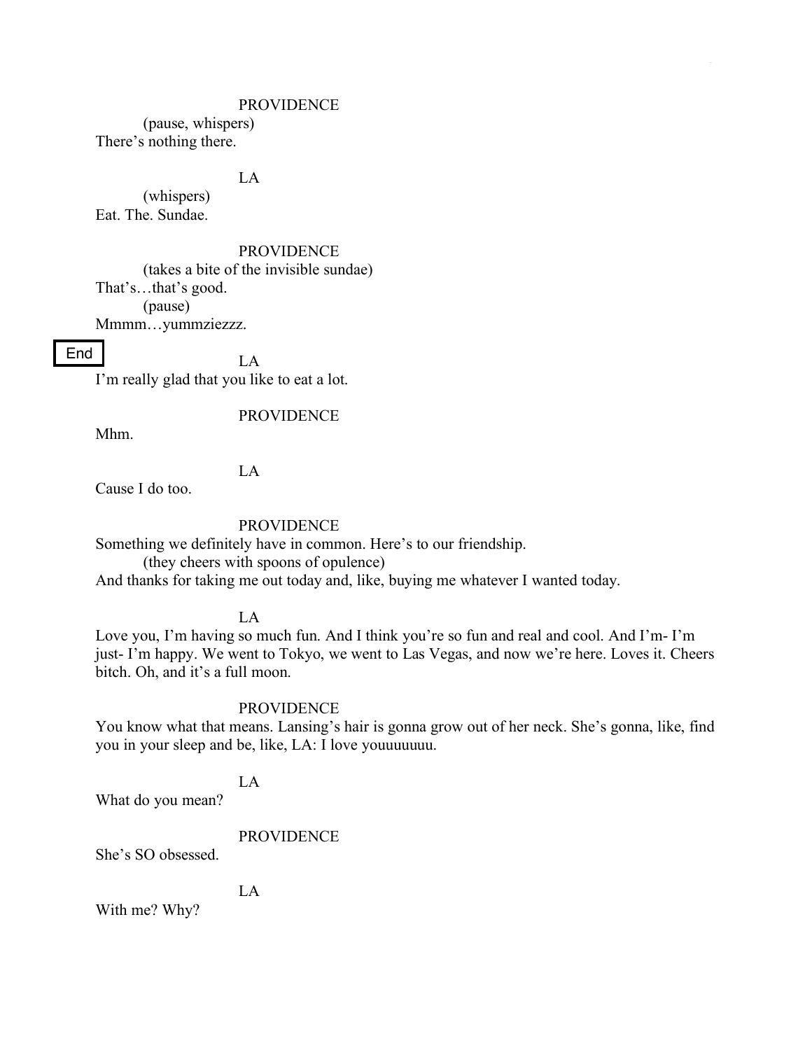PROVIDENCE

(pause, whispers)

There's nothing there.

LA

(whispers)

Eat. The. Sundae.

PROVIDENCE

(takes a bite of the invisible sundae)

That's…that's good.

(pause)

Mmmm…yummziezzz.

End

LA

I'm really glad that you like to eat a lot.

PROVIDENCE

Mhm.

LA

Cause I do too.

PROVIDENCE

Something we definitely have in common. Here's to our friendship.

(they cheers with spoons of opulence)

And thanks for taking me out today and, like, buying me whatever I wanted today.

LA

Love you, I'm having so much fun. And I think you're so fun and real and cool. And I'm- I'm just- I'm happy. We went to Tokyo, we went to Las Vegas, and now we're here. Loves it. Cheers bitch. Oh, and it's a full moon.

PROVIDENCE

You know what that means. Lansing's hair is gonna grow out of her neck. She's gonna, like, find you in your sleep and be, like, LA: I love youuuuuuu.

LA

What do you mean?

PROVIDENCE

She's SO obsessed.

LA

With me? Why?